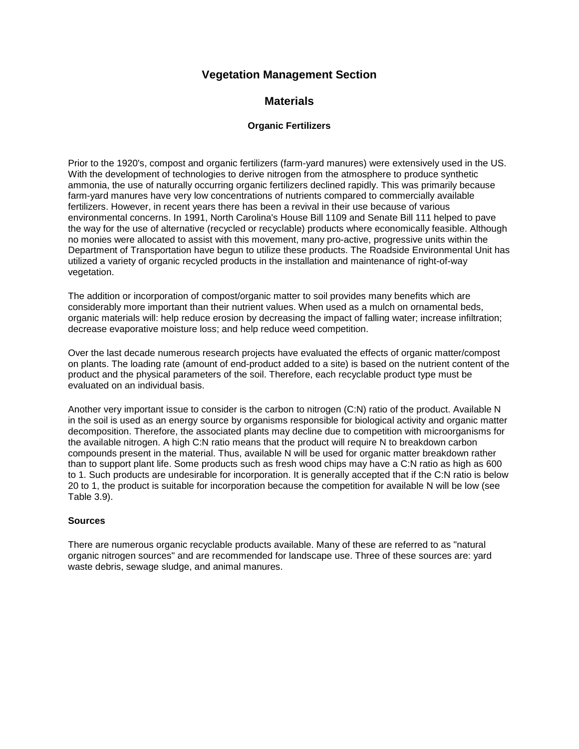# Vegetation Management Section

## Materials

### Organic Fertilizers

Prior to the 1920's, compost and organic fertilizers (farm-yard manures) were extensively used in the US. With the development of technologies to derive nitrogen from the atmosphere to produce synthetic ammonia, the use of naturally occurring organic fertilizers declined rapidly. This was primarily because farm-yard manures have very low concentrations of nutrients compared to commercially available fertilizers. However, in recent years there has been a revival in their use because of various environmental concerns. In 1991, North Carolina's House Bill 1109 and Senate Bill 111 helped to pave the way for the use of alternative (recycled or recyclable) products where economically feasible. Although no monies were allocated to assist with this movement, many pro-active, progressive units within the Department of Transportation have begun to utilize these products. The Roadside Environmental Unit has utilized a variety of organic recycled products in the installation and maintenance of right-of-way vegetation.

The addition or incorporation of compost/organic matter to soil provides many benefits which are considerably more important than their nutrient values. When used as a mulch on ornamental beds, organic materials will: help reduce erosion by decreasing the impact of falling water; increase infiltration; decrease evaporative moisture loss; and help reduce weed competition.

Over the last decade numerous research projects have evaluated the effects of organic matter/compost on plants. The loading rate (amount of end-product added to a site) is based on the nutrient content of the product and the physical parameters of the soil. Therefore, each recyclable product type must be evaluated on an individual basis.

Another very important issue to consider is the carbon to nitrogen (C:N) ratio of the product. Available N in the soil is used as an energy source by organisms responsible for biological activity and organic matter decomposition. Therefore, the associated plants may decline due to competition with microorganisms for the available nitrogen. A high C:N ratio means that the product will require N to breakdown carbon compounds present in the material. Thus, available N will be used for organic matter breakdown rather than to support plant life. Some products such as fresh wood chips may have a C:N ratio as high as 600 to 1. Such products are undesirable for incorporation. It is generally accepted that if the C:N ratio is below 20 to 1, the product is suitable for incorporation because the competition for available N will be low (see Table 3.9).

**Sources**

There are numerous organic recyclable products available. Many of these are referred to as "natural organic nitrogen sources" and are recommended for landscape use. Three of these sources are: yard waste debris, sewage sludge, and animal manures.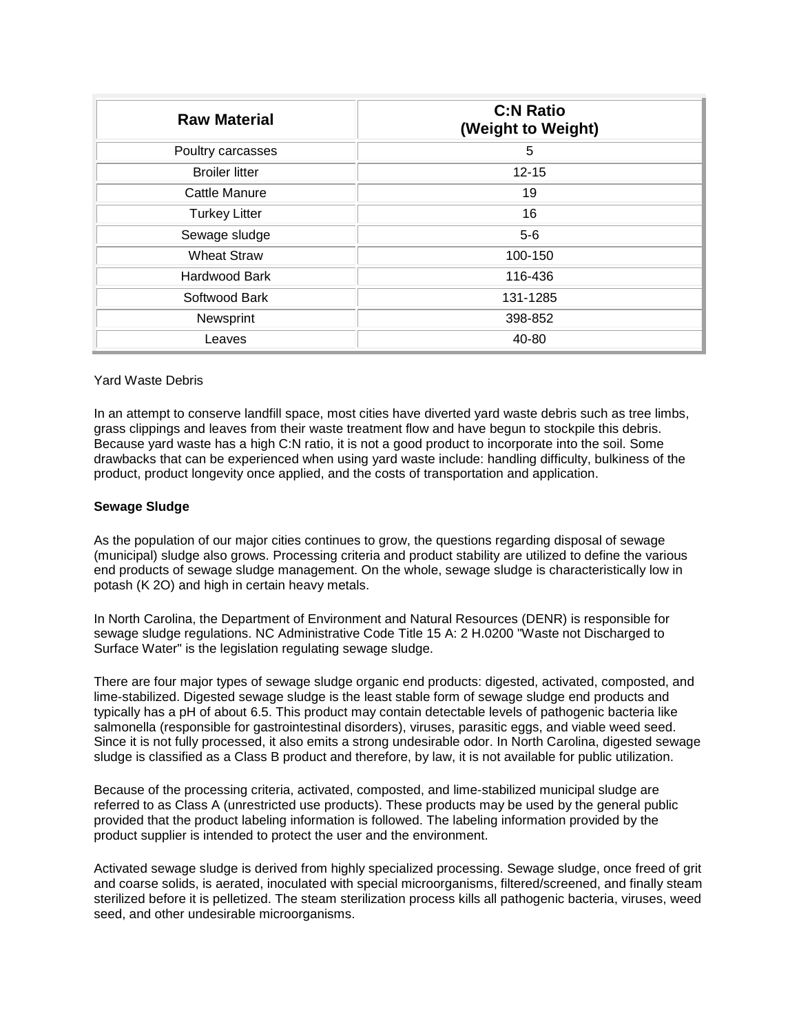| Raw Material | C:N Ratio (Weight to Weight) |
|---|---|
| Poultry carcasses | 5 |
| Broiler litter | 12-15 |
| Cattle Manure | 19 |
| Turkey Litter | 16 |
| Sewage sludge | 5-6 |
| Wheat Straw | 100-150 |
| Hardwood Bark | 116-436 |
| Softwood Bark | 131-1285 |
| Newsprint | 398-852 |
| Leaves | 40-80 |

Yard Waste Debris

In an attempt to conserve landfill space, most cities have diverted yard waste debris such as tree limbs, grass clippings and leaves from their waste treatment flow and have begun to stockpile this debris. Because yard waste has a high C:N ratio, it is not a good product to incorporate into the soil. Some drawbacks that can be experienced when using yard waste include: handling difficulty, bulkiness of the product, product longevity once applied, and the costs of transportation and application.

**Sewage Sludge**

As the population of our major cities continues to grow, the questions regarding disposal of sewage (municipal) sludge also grows. Processing criteria and product stability are utilized to define the various end products of sewage sludge management. On the whole, sewage sludge is characteristically low in potash ($K_2O$) and high in certain heavy metals.

In North Carolina, the Department of Environment and Natural Resources (DENR) is responsible for sewage sludge regulations. NC Administrative Code Title 15 A: 2 H.0200 "Waste not Discharged to Surface Water" is the legislation regulating sewage sludge.

There are four major types of sewage sludge organic end products: digested, activated, composted, and lime-stabilized. Digested sewage sludge is the least stable form of sewage sludge end products and typically has a pH of about 6.5. This product may contain detectable levels of pathogenic bacteria like salmonella (responsible for gastrointestinal disorders), viruses, parasitic eggs, and viable weed seed. Since it is not fully processed, it also emits a strong undesirable odor. In North Carolina, digested sewage sludge is classified as a Class B product and therefore, by law, it is not available for public utilization.

Because of the processing criteria, activated, composted, and lime-stabilized municipal sludge are referred to as Class A (unrestricted use products). These products may be used by the general public provided that the product labeling information is followed. The labeling information provided by the product supplier is intended to protect the user and the environment.

Activated sewage sludge is derived from highly specialized processing. Sewage sludge, once freed of grit and coarse solids, is aerated, inoculated with special microorganisms, filtered/screened, and finally steam sterilized before it is pelletized. The steam sterilization process kills all pathogenic bacteria, viruses, weed seed, and other undesirable microorganisms.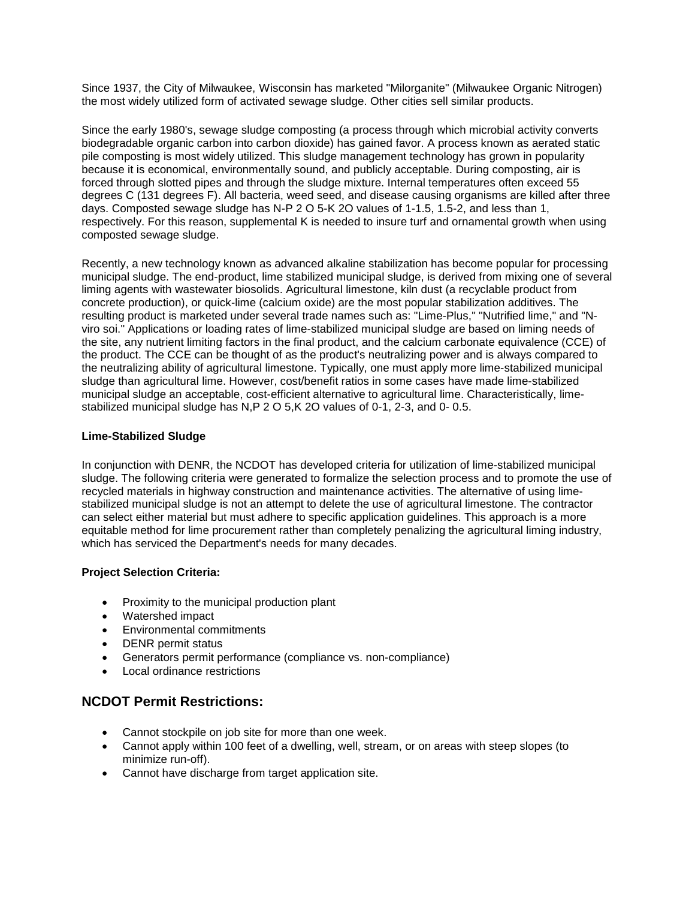Since 1937, the City of Milwaukee, Wisconsin has marketed "Milorganite" (Milwaukee Organic Nitrogen) the most widely utilized form of activated sewage sludge. Other cities sell similar products.

Since the early 1980's, sewage sludge composting (a process through which microbial activity converts biodegradable organic carbon into carbon dioxide) has gained favor. A process known as aerated static pile composting is most widely utilized. This sludge management technology has grown in popularity because it is economical, environmentally sound, and publicly acceptable. During composting, air is forced through slotted pipes and through the sludge mixture. Internal temperatures often exceed 55 degrees C (131 degrees F). All bacteria, weed seed, and disease causing organisms are killed after three days. Composted sewage sludge has N-$P_2O_5$-$K_2O$ values of 1-1.5, 1.5-2, and less than 1, respectively. For this reason, supplemental K is needed to insure turf and ornamental growth when using composted sewage sludge.

Recently, a new technology known as advanced alkaline stabilization has become popular for processing municipal sludge. The end-product, lime stabilized municipal sludge, is derived from mixing one of several liming agents with wastewater biosolids. Agricultural limestone, kiln dust (a recyclable product from concrete production), or quick-lime (calcium oxide) are the most popular stabilization additives. The resulting product is marketed under several trade names such as: "Lime-Plus," "Nutrified lime," and "N-viro soi." Applications or loading rates of lime-stabilized municipal sludge are based on liming needs of the site, any nutrient limiting factors in the final product, and the calcium carbonate equivalence (CCE) of the product. The CCE can be thought of as the product's neutralizing power and is always compared to the neutralizing ability of agricultural limestone. Typically, one must apply more lime-stabilized municipal sludge than agricultural lime. However, cost/benefit ratios in some cases have made lime-stabilized municipal sludge an acceptable, cost-efficient alternative to agricultural lime. Characteristically, lime-stabilized municipal sludge has N,$P_2O_5$,$K_2O$ values of 0-1, 2-3, and 0- 0.5.

**Lime-Stabilized Sludge**

In conjunction with DENR, the NCDOT has developed criteria for utilization of lime-stabilized municipal sludge. The following criteria were generated to formalize the selection process and to promote the use of recycled materials in highway construction and maintenance activities. The alternative of using lime-stabilized municipal sludge is not an attempt to delete the use of agricultural limestone. The contractor can select either material but must adhere to specific application guidelines. This approach is a more equitable method for lime procurement rather than completely penalizing the agricultural liming industry, which has serviced the Department's needs for many decades.

**Project Selection Criteria:**

- Proximity to the municipal production plant
- Watershed impact
- Environmental commitments
- DENR permit status
- Generators permit performance (compliance vs. non-compliance)
- Local ordinance restrictions

## NCDOT Permit Restrictions:

- Cannot stockpile on job site for more than one week.
- Cannot apply within 100 feet of a dwelling, well, stream, or on areas with steep slopes (to minimize run-off).
- Cannot have discharge from target application site.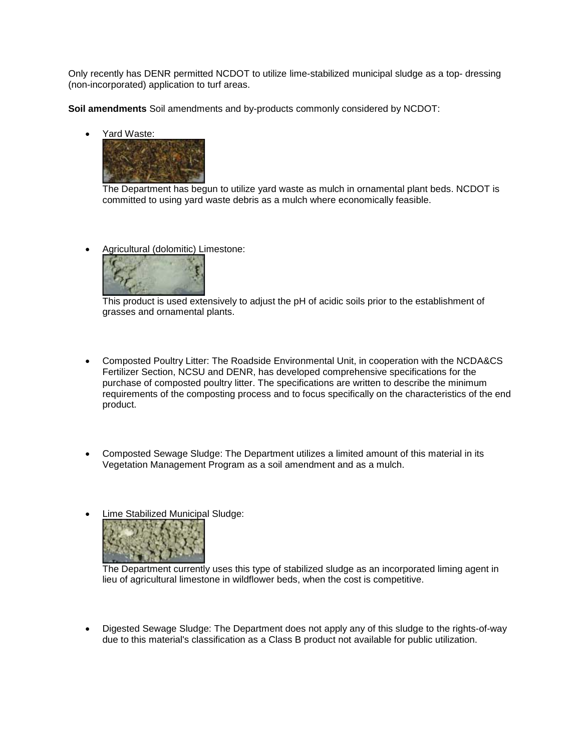Only recently has DENR permitted NCDOT to utilize lime-stabilized municipal sludge as a top- dressing (non-incorporated) application to turf areas.

**Soil amendments** Soil amendments and by-products commonly considered by NCDOT:

- Yard Waste:

  The Department has begun to utilize yard waste as mulch in ornamental plant beds. NCDOT is committed to using yard waste debris as a mulch where economically feasible.

- Agricultural (dolomitic) Limestone:

  This product is used extensively to adjust the pH of acidic soils prior to the establishment of grasses and ornamental plants.

- Composted Poultry Litter: The Roadside Environmental Unit, in cooperation with the NCDA&CS Fertilizer Section, NCSU and DENR, has developed comprehensive specifications for the purchase of composted poultry litter. The specifications are written to describe the minimum requirements of the composting process and to focus specifically on the characteristics of the end product.

- Composted Sewage Sludge: The Department utilizes a limited amount of this material in its Vegetation Management Program as a soil amendment and as a mulch.

- Lime Stabilized Municipal Sludge:

  The Department currently uses this type of stabilized sludge as an incorporated liming agent in lieu of agricultural limestone in wildflower beds, when the cost is competitive.

- Digested Sewage Sludge: The Department does not apply any of this sludge to the rights-of-way due to this material's classification as a Class B product not available for public utilization.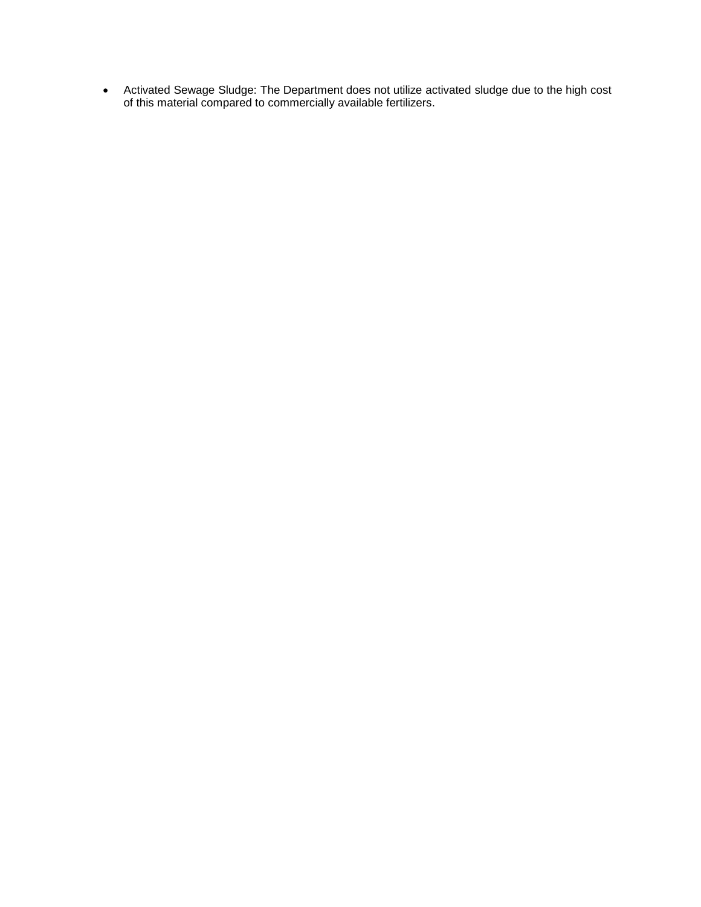- Activated Sewage Sludge: The Department does not utilize activated sludge due to the high cost of this material compared to commercially available fertilizers.